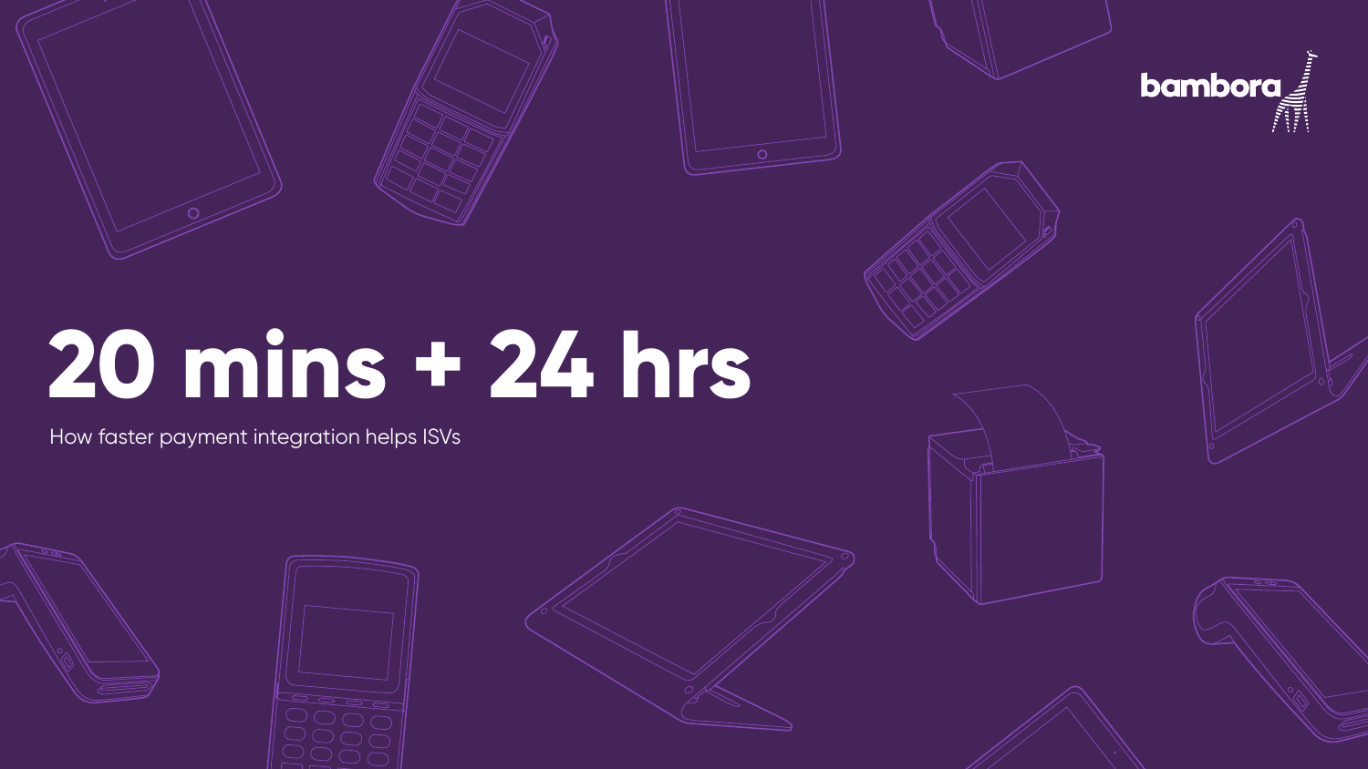bambora

# 20 mins + 24 hrs

How faster payment integration helps ISVs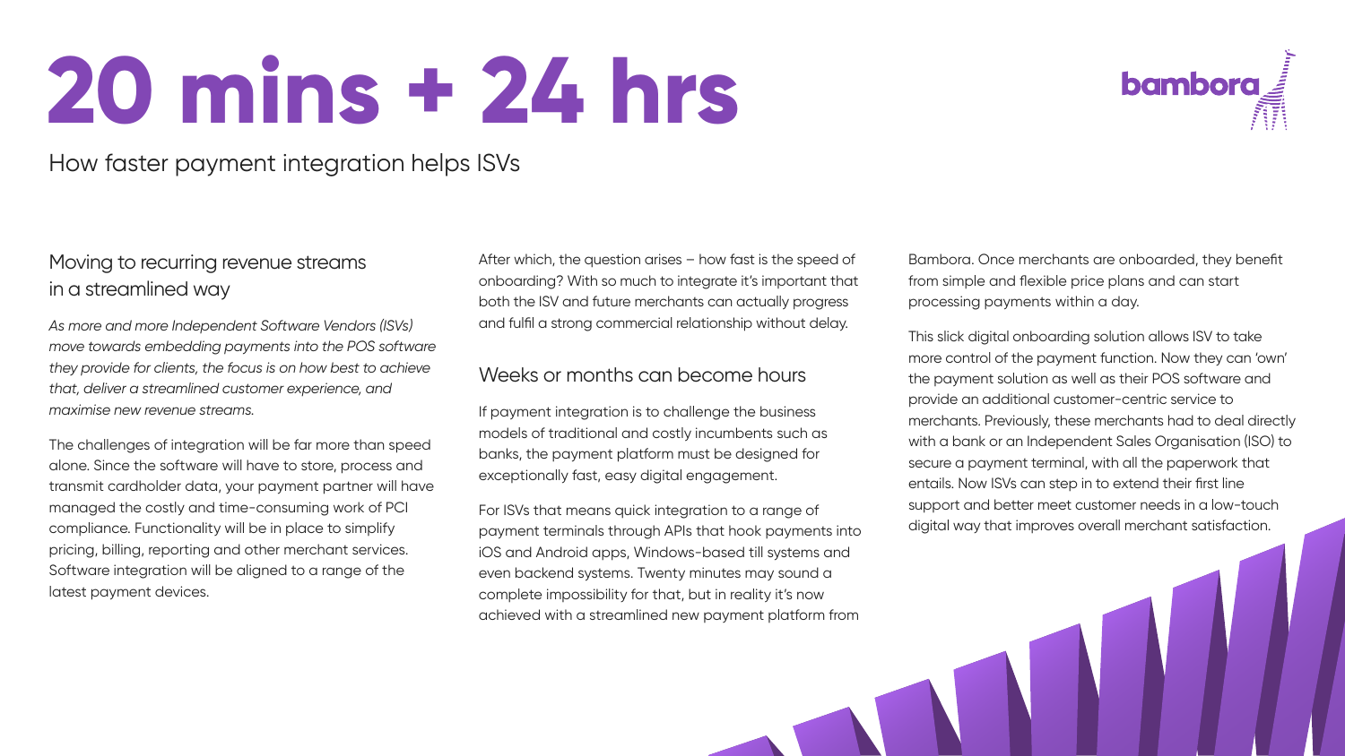# 20 mins + 24 hrs

How faster payment integration helps ISVs

## Moving to recurring revenue streams in a streamlined way

*As more and more Independent Software Vendors (ISVs) move towards embedding payments into the POS software they provide for clients, the focus is on how best to achieve that, deliver a streamlined customer experience, and maximise new revenue streams.*

The challenges of integration will be far more than speed alone. Since the software will have to store, process and transmit cardholder data, your payment partner will have managed the costly and time-consuming work of PCI compliance. Functionality will be in place to simplify pricing, billing, reporting and other merchant services. Software integration will be aligned to a range of the latest payment devices.

After which, the question arises – how fast is the speed of onboarding? With so much to integrate it's important that both the ISV and future merchants can actually progress and fulfil a strong commercial relationship without delay.

## Weeks or months can become hours

If payment integration is to challenge the business models of traditional and costly incumbents such as banks, the payment platform must be designed for exceptionally fast, easy digital engagement.

For ISVs that means quick integration to a range of payment terminals through APIs that hook payments into iOS and Android apps, Windows-based till systems and even backend systems. Twenty minutes may sound a complete impossibility for that, but in reality it's now achieved with a streamlined new payment platform from Bambora. Once merchants are onboarded, they benefit from simple and flexible price plans and can start processing payments within a day.

This slick digital onboarding solution allows ISV to take more control of the payment function. Now they can 'own' the payment solution as well as their POS software and provide an additional customer-centric service to merchants. Previously, these merchants had to deal directly with a bank or an Independent Sales Organisation (ISO) to secure a payment terminal, with all the paperwork that entails. Now ISVs can step in to extend their first line support and better meet customer needs in a low-touch digital way that improves overall merchant satisfaction.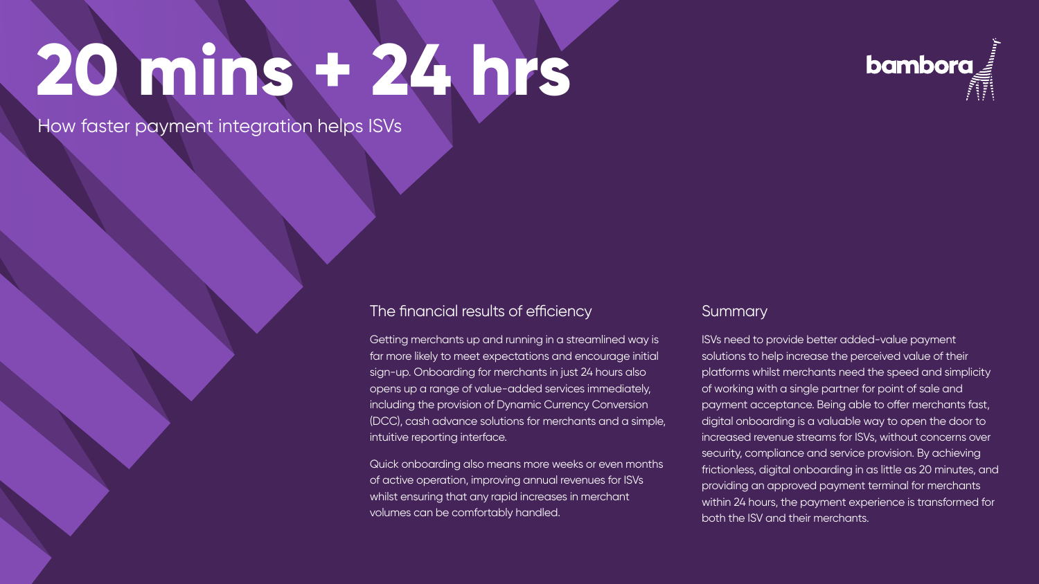# 20 mins + 24 hrs

How faster payment integration helps ISVs

## The financial results of efficiency

Getting merchants up and running in a streamlined way is far more likely to meet expectations and encourage initial sign-up. Onboarding for merchants in just 24 hours also opens up a range of value-added services immediately, including the provision of Dynamic Currency Conversion (DCC), cash advance solutions for merchants and a simple, intuitive reporting interface.

Quick onboarding also means more weeks or even months of active operation, improving annual revenues for ISVs whilst ensuring that any rapid increases in merchant volumes can be comfortably handled.

## Summary

ISVs need to provide better added-value payment solutions to help increase the perceived value of their platforms whilst merchants need the speed and simplicity of working with a single partner for point of sale and payment acceptance. Being able to offer merchants fast, digital onboarding is a valuable way to open the door to increased revenue streams for ISVs, without concerns over security, compliance and service provision. By achieving frictionless, digital onboarding in as little as 20 minutes, and providing an approved payment terminal for merchants within 24 hours, the payment experience is transformed for both the ISV and their merchants.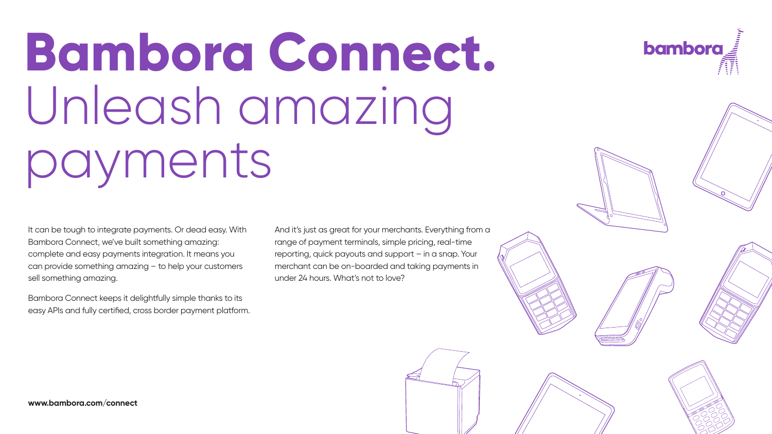# Bambora Connect.

## Unleash amazing payments

It can be tough to integrate payments. Or dead easy. With Bambora Connect, we've built something amazing: complete and easy payments integration. It means you can provide something amazing – to help your customers sell something amazing.

Bambora Connect keeps it delightfully simple thanks to its easy APIs and fully certified, cross border payment platform.

And it's just as great for your merchants. Everything from a range of payment terminals, simple pricing, real-time reporting, quick payouts and support – in a snap. Your merchant can be on-boarded and taking payments in under 24 hours. What's not to love?

**www.bambora.com/connect**